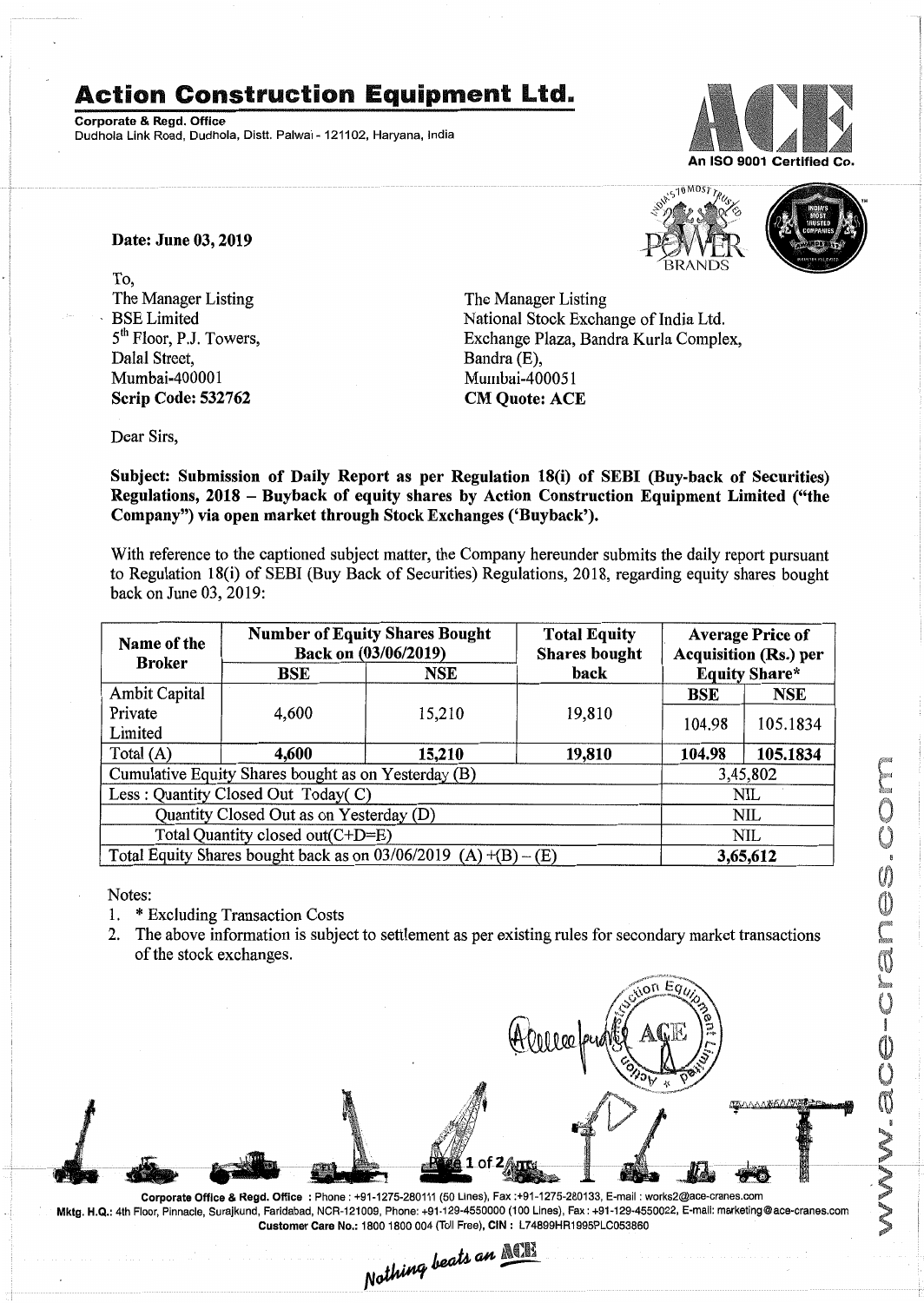# Action Construction Equipment Ltd.

**Corporate & Regd. Office**
Dudhola Link Road, Dudhola, Distt. Palwal - 121102, Haryana, India

An ISO 9001 Certified Co.

**Date: June 03, 2019**

To,
The Manager Listing
BSE Limited
5th Floor, P.J. Towers,
Dalal Street,
Mumbai-400001
**Scrip Code: 532762**

The Manager Listing
National Stock Exchange of India Ltd.
Exchange Plaza, Bandra Kurla Complex,
Bandra (E),
Mumbai-400051
**CM Quote: ACE**

Dear Sirs,

**Subject: Submission of Daily Report as per Regulation 18(i) of SEBI (Buy-back of Securities) Regulations, 2018 – Buyback of equity shares by Action Construction Equipment Limited ("the Company") via open market through Stock Exchanges ('Buyback').**

With reference to the captioned subject matter, the Company hereunder submits the daily report pursuant to Regulation 18(i) of SEBI (Buy Back of Securities) Regulations, 2018, regarding equity shares bought back on June 03, 2019:

| Name of the Broker | Number of Equity Shares Bought Back on (03/06/2019) | | Total Equity Shares bought back | Average Price of Acquisition (Rs.) per Equity Share* | |
|---|---|---|---|---|---|
| | BSE | NSE | | BSE | NSE |
| Ambit Capital Private Limited | 4,600 | 15,210 | 19,810 | 104.98 | 105.1834 |
| Total (A) | **4,600** | **15,210** | **19,810** | **104.98** | **105.1834** |
| Cumulative Equity Shares bought as on Yesterday (B) | | | | 3,45,802 | |
| Less : Quantity Closed Out Today( C) | | | | NIL | |
| Quantity Closed Out as on Yesterday (D) | | | | NIL | |
| Total Quantity closed out(C+D=E) | | | | NIL | |
| Total Equity Shares bought back as on 03/06/2019 (A) +(B) – (E) | | | | **3,65,612** | |

Notes:
1. * Excluding Transaction Costs
2. The above information is subject to settlement as per existing rules for secondary market transactions of the stock exchanges.

Corporate Office & Regd. Office : Phone : +91-1275-280111 (50 Lines), Fax :+91-1275-280133, E-mail : works2@ace-cranes.com
Mktg. H.Q.: 4th Floor, Pinnacle, Surajkund, Faridabad, NCR-121009, Phone: +91-129-4550000 (100 Lines), Fax : +91-129-4550022, E-mail: marketing@ace-cranes.com
Customer Care No.: 1800 1800 004 (Toll Free), CIN : L74899HR1995PLC053860

Nothing beats an ACE

www.ace-cranes.com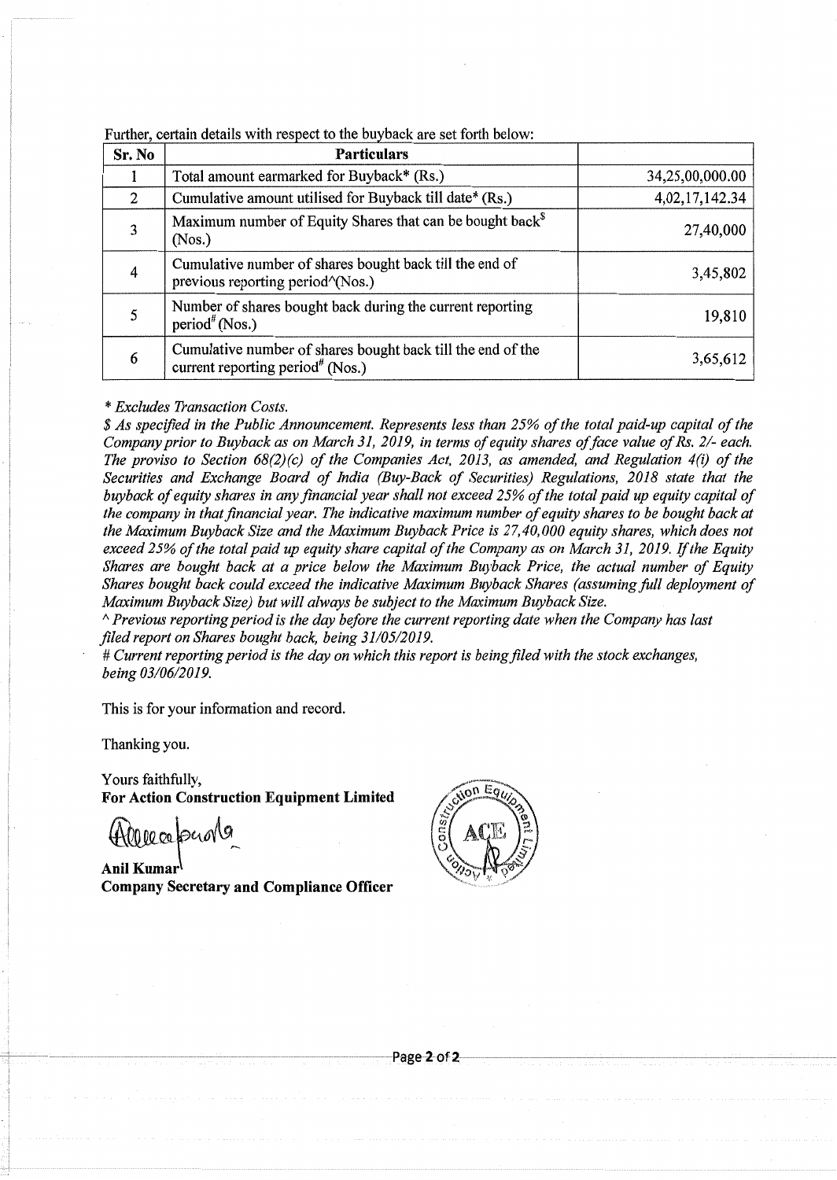Further, certain details with respect to the buyback are set forth below:

| Sr. No | Particulars | |
|---|---|---|
| 1 | Total amount earmarked for Buyback* (Rs.) | 34,25,00,000.00 |
| 2 | Cumulative amount utilised for Buyback till date* (Rs.) | 4,02,17,142.34 |
| 3 | Maximum number of Equity Shares that can be bought back$ (Nos.) | 27,40,000 |
| 4 | Cumulative number of shares bought back till the end of previous reporting period^(Nos.) | 3,45,802 |
| 5 | Number of shares bought back during the current reporting period# (Nos.) | 19,810 |
| 6 | Cumulative number of shares bought back till the end of the current reporting period# (Nos.) | 3,65,612 |

*\* Excludes Transaction Costs.*

*$ As specified in the Public Announcement. Represents less than 25% of the total paid-up capital of the Company prior to Buyback as on March 31, 2019, in terms of equity shares of face value of Rs. 2/- each. The proviso to Section 68(2)(c) of the Companies Act, 2013, as amended, and Regulation 4(i) of the Securities and Exchange Board of India (Buy-Back of Securities) Regulations, 2018 state that the buyback of equity shares in any financial year shall not exceed 25% of the total paid up equity capital of the company in that financial year. The indicative maximum number of equity shares to be bought back at the Maximum Buyback Size and the Maximum Buyback Price is 27,40,000 equity shares, which does not exceed 25% of the total paid up equity share capital of the Company as on March 31, 2019. If the Equity Shares are bought back at a price below the Maximum Buyback Price, the actual number of Equity Shares bought back could exceed the indicative Maximum Buyback Shares (assuming full deployment of Maximum Buyback Size) but will always be subject to the Maximum Buyback Size.*

*^ Previous reporting period is the day before the current reporting date when the Company has last filed report on Shares bought back, being 31/05/2019.*

*# Current reporting period is the day on which this report is being filed with the stock exchanges, being 03/06/2019.*

This is for your information and record.

Thanking you.

Yours faithfully,
**For Action Construction Equipment Limited**

**Anil Kumar**
**Company Secretary and Compliance Officer**